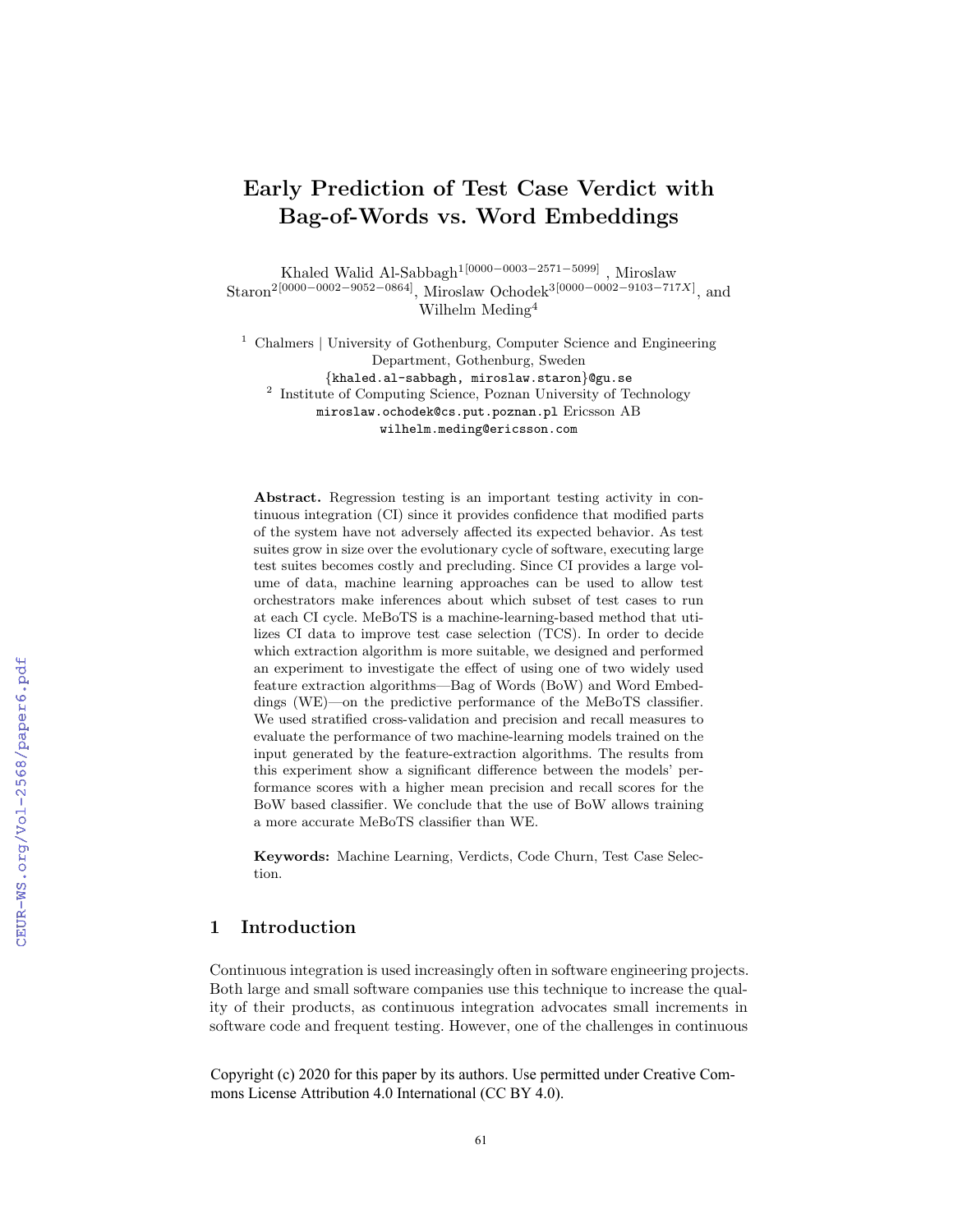# Early Prediction of Test Case Verdict with Bag-of-Words vs. Word Embeddings

Khaled Walid Al-Sabbagh[1[0000−0003−2571−5099]], Miroslaw Staron[2[0000−0002−9052−0864]], Miroslaw Ochodek[3[0000−0002−9103−717X]], and Wilhelm Meding[4]

[1] Chalmers | University of Gothenburg, Computer Science and Engineering Department, Gothenburg, Sweden
{khaled.al-sabbagh, miroslaw.staron}@gu.se

[2] Institute of Computing Science, Poznan University of Technology
miroslaw.ochodek@cs.put.poznan.pl Ericsson AB
wilhelm.meding@ericsson.com

**Abstract.** Regression testing is an important testing activity in continuous integration (CI) since it provides confidence that modified parts of the system have not adversely affected its expected behavior. As test suites grow in size over the evolutionary cycle of software, executing large test suites becomes costly and precluding. Since CI provides a large volume of data, machine learning approaches can be used to allow test orchestrators make inferences about which subset of test cases to run at each CI cycle. MeBoTS is a machine-learning-based method that utilizes CI data to improve test case selection (TCS). In order to decide which extraction algorithm is more suitable, we designed and performed an experiment to investigate the effect of using one of two widely used feature extraction algorithms—Bag of Words (BoW) and Word Embeddings (WE)—on the predictive performance of the MeBoTS classifier. We used stratified cross-validation and precision and recall measures to evaluate the performance of two machine-learning models trained on the input generated by the feature-extraction algorithms. The results from this experiment show a significant difference between the models' performance scores with a higher mean precision and recall scores for the BoW based classifier. We conclude that the use of BoW allows training a more accurate MeBoTS classifier than WE.

**Keywords:** Machine Learning, Verdicts, Code Churn, Test Case Selection.

## 1 Introduction

Continuous integration is used increasingly often in software engineering projects. Both large and small software companies use this technique to increase the quality of their products, as continuous integration advocates small increments in software code and frequent testing. However, one of the challenges in continuous

Copyright (c) 2020 for this paper by its authors. Use permitted under Creative Commons License Attribution 4.0 International (CC BY 4.0).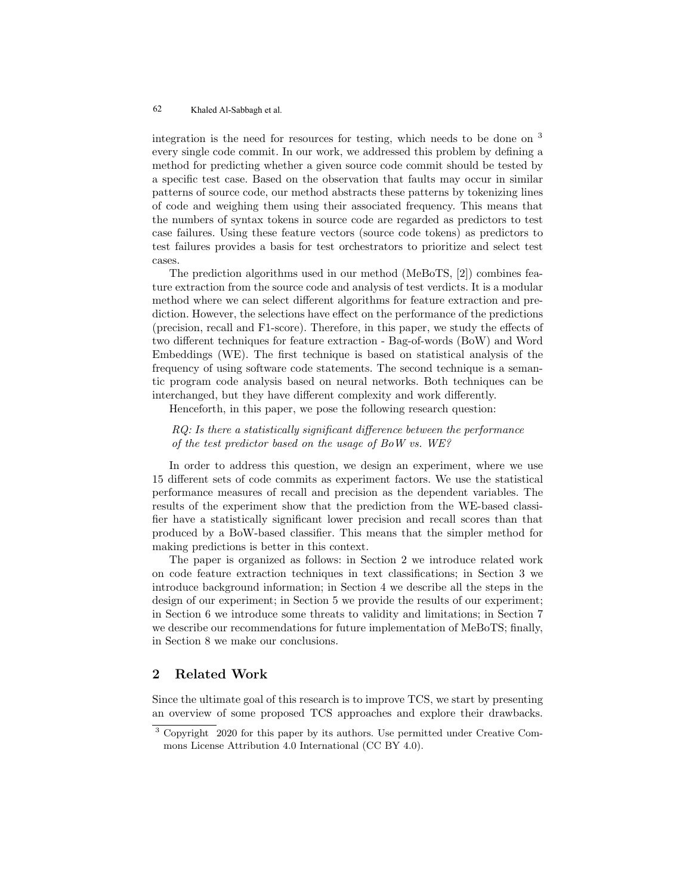integration is the need for resources for testing, which needs to be done on [3] every single code commit. In our work, we addressed this problem by defining a method for predicting whether a given source code commit should be tested by a specific test case. Based on the observation that faults may occur in similar patterns of source code, our method abstracts these patterns by tokenizing lines of code and weighing them using their associated frequency. This means that the numbers of syntax tokens in source code are regarded as predictors to test case failures. Using these feature vectors (source code tokens) as predictors to test failures provides a basis for test orchestrators to prioritize and select test cases.

The prediction algorithms used in our method (MeBoTS, [2]) combines feature extraction from the source code and analysis of test verdicts. It is a modular method where we can select different algorithms for feature extraction and prediction. However, the selections have effect on the performance of the predictions (precision, recall and F1-score). Therefore, in this paper, we study the effects of two different techniques for feature extraction - Bag-of-words (BoW) and Word Embeddings (WE). The first technique is based on statistical analysis of the frequency of using software code statements. The second technique is a semantic program code analysis based on neural networks. Both techniques can be interchanged, but they have different complexity and work differently.

Henceforth, in this paper, we pose the following research question:

*RQ: Is there a statistically significant difference between the performance of the test predictor based on the usage of BoW vs. WE?*

In order to address this question, we design an experiment, where we use 15 different sets of code commits as experiment factors. We use the statistical performance measures of recall and precision as the dependent variables. The results of the experiment show that the prediction from the WE-based classifier have a statistically significant lower precision and recall scores than that produced by a BoW-based classifier. This means that the simpler method for making predictions is better in this context.

The paper is organized as follows: in Section 2 we introduce related work on code feature extraction techniques in text classifications; in Section 3 we introduce background information; in Section 4 we describe all the steps in the design of our experiment; in Section 5 we provide the results of our experiment; in Section 6 we introduce some threats to validity and limitations; in Section 7 we describe our recommendations for future implementation of MeBoTS; finally, in Section 8 we make our conclusions.

## 2 Related Work

Since the ultimate goal of this research is to improve TCS, we start by presenting an overview of some proposed TCS approaches and explore their drawbacks.

[3] Copyright 2020 for this paper by its authors. Use permitted under Creative Commons License Attribution 4.0 International (CC BY 4.0).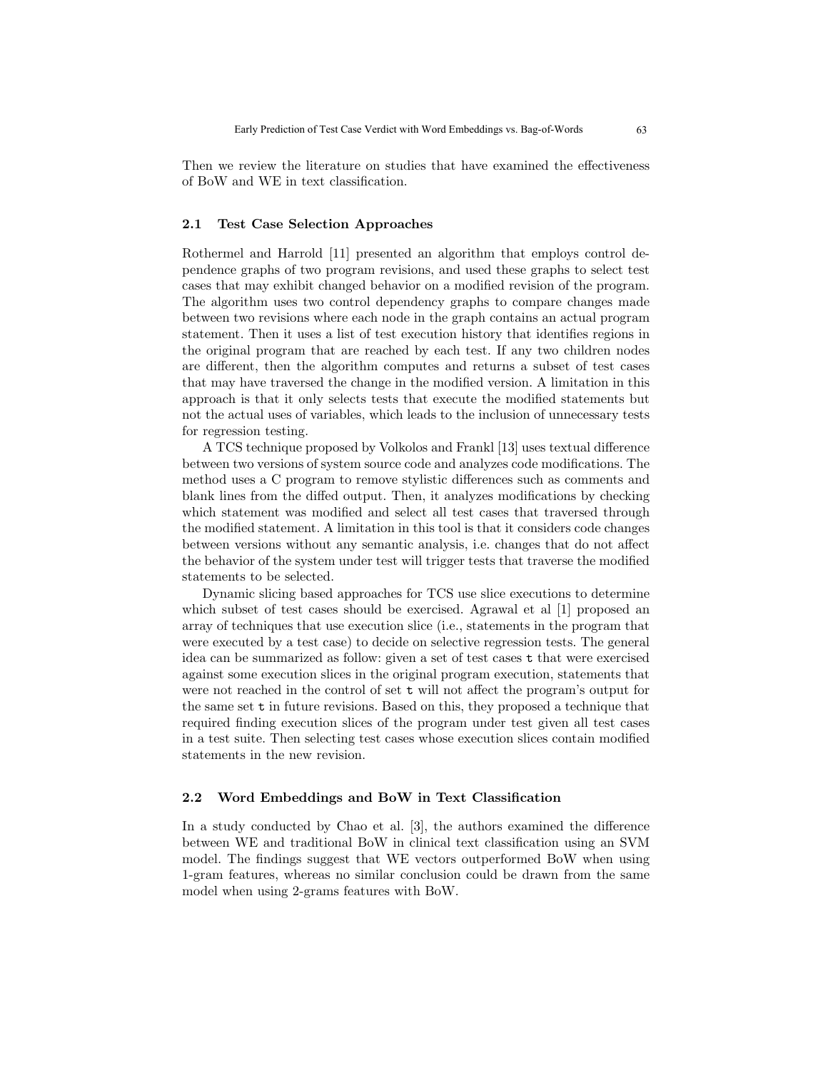Then we review the literature on studies that have examined the effectiveness of BoW and WE in text classification.

### 2.1 Test Case Selection Approaches

Rothermel and Harrold [11] presented an algorithm that employs control dependence graphs of two program revisions, and used these graphs to select test cases that may exhibit changed behavior on a modified revision of the program. The algorithm uses two control dependency graphs to compare changes made between two revisions where each node in the graph contains an actual program statement. Then it uses a list of test execution history that identifies regions in the original program that are reached by each test. If any two children nodes are different, then the algorithm computes and returns a subset of test cases that may have traversed the change in the modified version. A limitation in this approach is that it only selects tests that execute the modified statements but not the actual uses of variables, which leads to the inclusion of unnecessary tests for regression testing.

A TCS technique proposed by Volkolos and Frankl [13] uses textual difference between two versions of system source code and analyzes code modifications. The method uses a C program to remove stylistic differences such as comments and blank lines from the diffed output. Then, it analyzes modifications by checking which statement was modified and select all test cases that traversed through the modified statement. A limitation in this tool is that it considers code changes between versions without any semantic analysis, i.e. changes that do not affect the behavior of the system under test will trigger tests that traverse the modified statements to be selected.

Dynamic slicing based approaches for TCS use slice executions to determine which subset of test cases should be exercised. Agrawal et al [1] proposed an array of techniques that use execution slice (i.e., statements in the program that were executed by a test case) to decide on selective regression tests. The general idea can be summarized as follow: given a set of test cases `t` that were exercised against some execution slices in the original program execution, statements that were not reached in the control of set `t` will not affect the program's output for the same set `t` in future revisions. Based on this, they proposed a technique that required finding execution slices of the program under test given all test cases in a test suite. Then selecting test cases whose execution slices contain modified statements in the new revision.

### 2.2 Word Embeddings and BoW in Text Classification

In a study conducted by Chao et al. [3], the authors examined the difference between WE and traditional BoW in clinical text classification using an SVM model. The findings suggest that WE vectors outperformed BoW when using 1-gram features, whereas no similar conclusion could be drawn from the same model when using 2-grams features with BoW.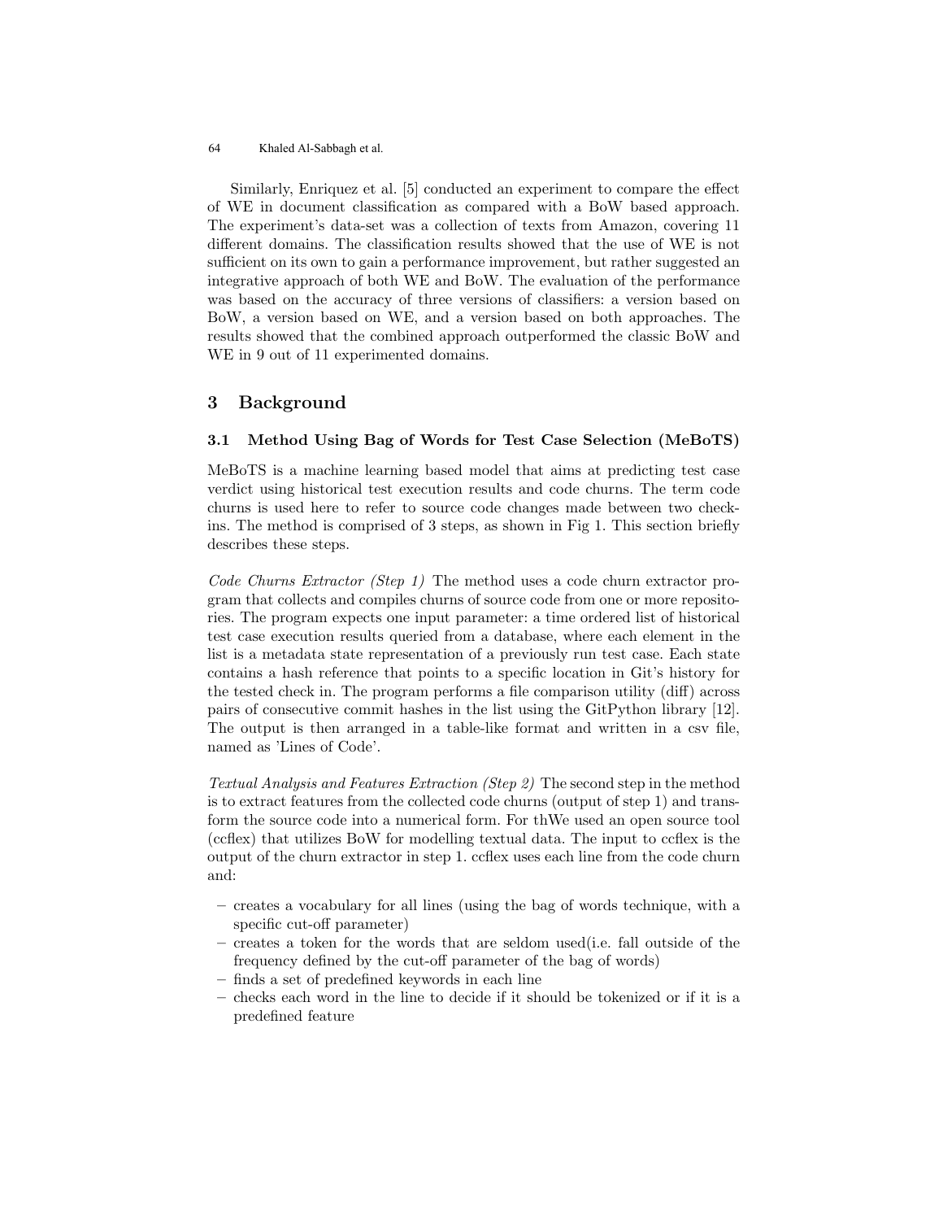Similarly, Enriquez et al. [5] conducted an experiment to compare the effect of WE in document classification as compared with a BoW based approach. The experiment's data-set was a collection of texts from Amazon, covering 11 different domains. The classification results showed that the use of WE is not sufficient on its own to gain a performance improvement, but rather suggested an integrative approach of both WE and BoW. The evaluation of the performance was based on the accuracy of three versions of classifiers: a version based on BoW, a version based on WE, and a version based on both approaches. The results showed that the combined approach outperformed the classic BoW and WE in 9 out of 11 experimented domains.

## 3 Background

### 3.1 Method Using Bag of Words for Test Case Selection (MeBoTS)

MeBoTS is a machine learning based model that aims at predicting test case verdict using historical test execution results and code churns. The term code churns is used here to refer to source code changes made between two check-ins. The method is comprised of 3 steps, as shown in Fig 1. This section briefly describes these steps.

*Code Churns Extractor (Step 1)* The method uses a code churn extractor program that collects and compiles churns of source code from one or more repositories. The program expects one input parameter: a time ordered list of historical test case execution results queried from a database, where each element in the list is a metadata state representation of a previously run test case. Each state contains a hash reference that points to a specific location in Git's history for the tested check in. The program performs a file comparison utility (diff) across pairs of consecutive commit hashes in the list using the GitPython library [12]. The output is then arranged in a table-like format and written in a csv file, named as 'Lines of Code'.

*Textual Analysis and Features Extraction (Step 2)* The second step in the method is to extract features from the collected code churns (output of step 1) and transform the source code into a numerical form. For thWe used an open source tool (ccflex) that utilizes BoW for modelling textual data. The input to ccflex is the output of the churn extractor in step 1. ccflex uses each line from the code churn and:

- creates a vocabulary for all lines (using the bag of words technique, with a specific cut-off parameter)
- creates a token for the words that are seldom used(i.e. fall outside of the frequency defined by the cut-off parameter of the bag of words)
- finds a set of predefined keywords in each line
- checks each word in the line to decide if it should be tokenized or if it is a predefined feature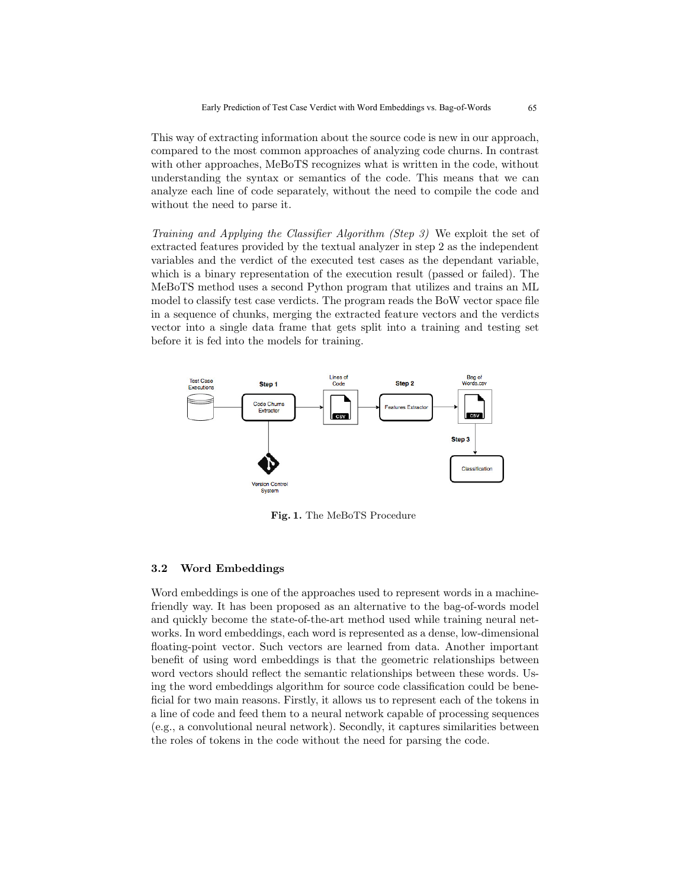This way of extracting information about the source code is new in our approach, compared to the most common approaches of analyzing code churns. In contrast with other approaches, MeBoTS recognizes what is written in the code, without understanding the syntax or semantics of the code. This means that we can analyze each line of code separately, without the need to compile the code and without the need to parse it.

*Training and Applying the Classifier Algorithm (Step 3)* We exploit the set of extracted features provided by the textual analyzer in step 2 as the independent variables and the verdict of the executed test cases as the dependant variable, which is a binary representation of the execution result (passed or failed). The MeBoTS method uses a second Python program that utilizes and trains an ML model to classify test case verdicts. The program reads the BoW vector space file in a sequence of chunks, merging the extracted feature vectors and the verdicts vector into a single data frame that gets split into a training and testing set before it is fed into the models for training.

**Fig. 1.** The MeBoTS Procedure

### 3.2 Word Embeddings

Word embeddings is one of the approaches used to represent words in a machine-friendly way. It has been proposed as an alternative to the bag-of-words model and quickly become the state-of-the-art method used while training neural networks. In word embeddings, each word is represented as a dense, low-dimensional floating-point vector. Such vectors are learned from data. Another important benefit of using word embeddings is that the geometric relationships between word vectors should reflect the semantic relationships between these words. Using the word embeddings algorithm for source code classification could be beneficial for two main reasons. Firstly, it allows us to represent each of the tokens in a line of code and feed them to a neural network capable of processing sequences (e.g., a convolutional neural network). Secondly, it captures similarities between the roles of tokens in the code without the need for parsing the code.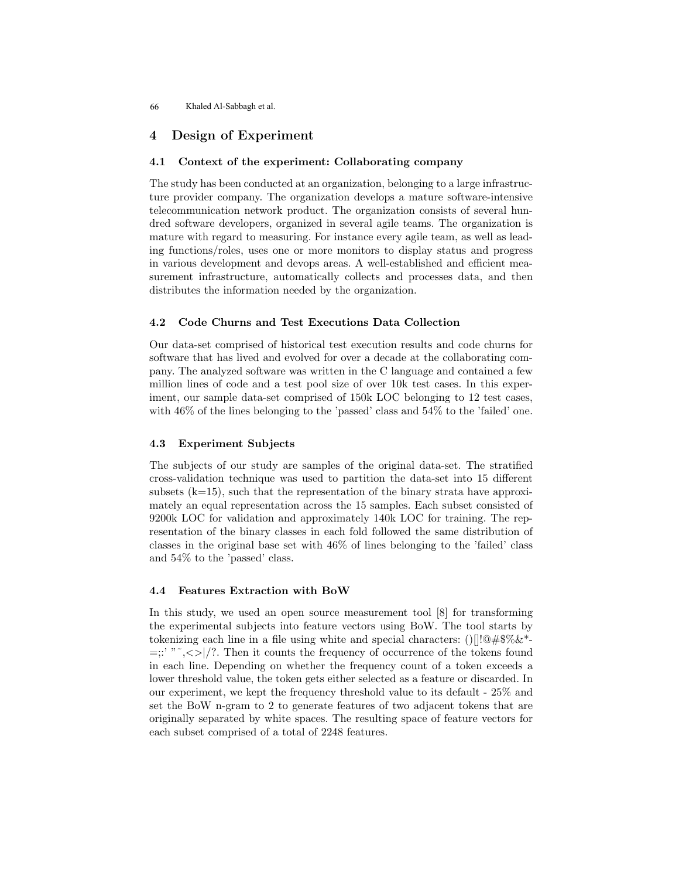## 4 Design of Experiment

### 4.1 Context of the experiment: Collaborating company

The study has been conducted at an organization, belonging to a large infrastructure provider company. The organization develops a mature software-intensive telecommunication network product. The organization consists of several hundred software developers, organized in several agile teams. The organization is mature with regard to measuring. For instance every agile team, as well as leading functions/roles, uses one or more monitors to display status and progress in various development and devops areas. A well-established and efficient measurement infrastructure, automatically collects and processes data, and then distributes the information needed by the organization.

### 4.2 Code Churns and Test Executions Data Collection

Our data-set comprised of historical test execution results and code churns for software that has lived and evolved for over a decade at the collaborating company. The analyzed software was written in the C language and contained a few million lines of code and a test pool size of over 10k test cases. In this experiment, our sample data-set comprised of 150k LOC belonging to 12 test cases, with 46% of the lines belonging to the 'passed' class and 54% to the 'failed' one.

### 4.3 Experiment Subjects

The subjects of our study are samples of the original data-set. The stratified cross-validation technique was used to partition the data-set into 15 different subsets (k=15), such that the representation of the binary strata have approximately an equal representation across the 15 samples. Each subset consisted of 9200k LOC for validation and approximately 140k LOC for training. The representation of the binary classes in each fold followed the same distribution of classes in the original base set with 46% of lines belonging to the 'failed' class and 54% to the 'passed' class.

### 4.4 Features Extraction with BoW

In this study, we used an open source measurement tool [8] for transforming the experimental subjects into feature vectors using BoW. The tool starts by tokenizing each line in a file using white and special characters: ()[]!@#$%&*-=;:' " ˜,<>|/?. Then it counts the frequency of occurrence of the tokens found in each line. Depending on whether the frequency count of a token exceeds a lower threshold value, the token gets either selected as a feature or discarded. In our experiment, we kept the frequency threshold value to its default - 25% and set the BoW n-gram to 2 to generate features of two adjacent tokens that are originally separated by white spaces. The resulting space of feature vectors for each subset comprised of a total of 2248 features.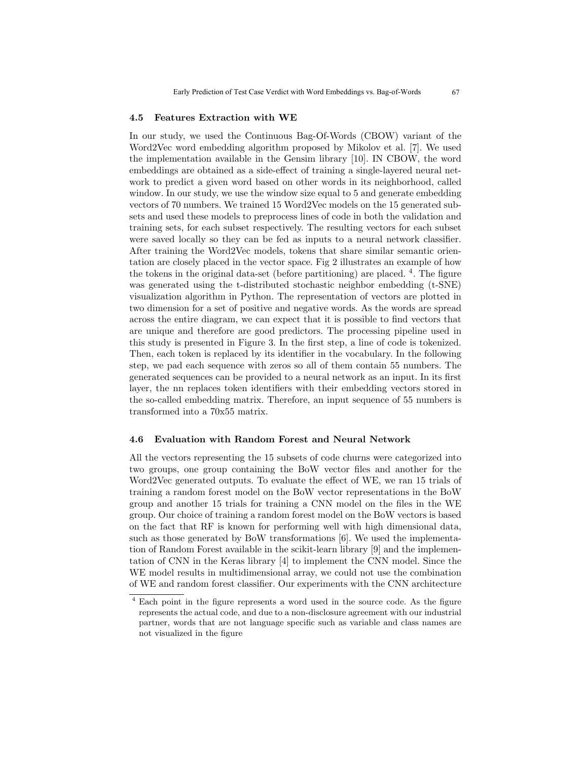### 4.5 Features Extraction with WE

In our study, we used the Continuous Bag-Of-Words (CBOW) variant of the Word2Vec word embedding algorithm proposed by Mikolov et al. [7]. We used the implementation available in the Gensim library [10]. IN CBOW, the word embeddings are obtained as a side-effect of training a single-layered neural network to predict a given word based on other words in its neighborhood, called window. In our study, we use the window size equal to 5 and generate embedding vectors of 70 numbers. We trained 15 Word2Vec models on the 15 generated subsets and used these models to preprocess lines of code in both the validation and training sets, for each subset respectively. The resulting vectors for each subset were saved locally so they can be fed as inputs to a neural network classifier. After training the Word2Vec models, tokens that share similar semantic orientation are closely placed in the vector space. Fig 2 illustrates an example of how the tokens in the original data-set (before partitioning) are placed. [4]. The figure was generated using the t-distributed stochastic neighbor embedding (t-SNE) visualization algorithm in Python. The representation of vectors are plotted in two dimension for a set of positive and negative words. As the words are spread across the entire diagram, we can expect that it is possible to find vectors that are unique and therefore are good predictors. The processing pipeline used in this study is presented in Figure 3. In the first step, a line of code is tokenized. Then, each token is replaced by its identifier in the vocabulary. In the following step, we pad each sequence with zeros so all of them contain 55 numbers. The generated sequences can be provided to a neural network as an input. In its first layer, the nn replaces token identifiers with their embedding vectors stored in the so-called embedding matrix. Therefore, an input sequence of 55 numbers is transformed into a 70x55 matrix.

### 4.6 Evaluation with Random Forest and Neural Network

All the vectors representing the 15 subsets of code churns were categorized into two groups, one group containing the BoW vector files and another for the Word2Vec generated outputs. To evaluate the effect of WE, we ran 15 trials of training a random forest model on the BoW vector representations in the BoW group and another 15 trials for training a CNN model on the files in the WE group. Our choice of training a random forest model on the BoW vectors is based on the fact that RF is known for performing well with high dimensional data, such as those generated by BoW transformations [6]. We used the implementation of Random Forest available in the scikit-learn library [9] and the implementation of CNN in the Keras library [4] to implement the CNN model. Since the WE model results in multidimensional array, we could not use the combination of WE and random forest classifier. Our experiments with the CNN architecture

[4] Each point in the figure represents a word used in the source code. As the figure represents the actual code, and due to a non-disclosure agreement with our industrial partner, words that are not language specific such as variable and class names are not visualized in the figure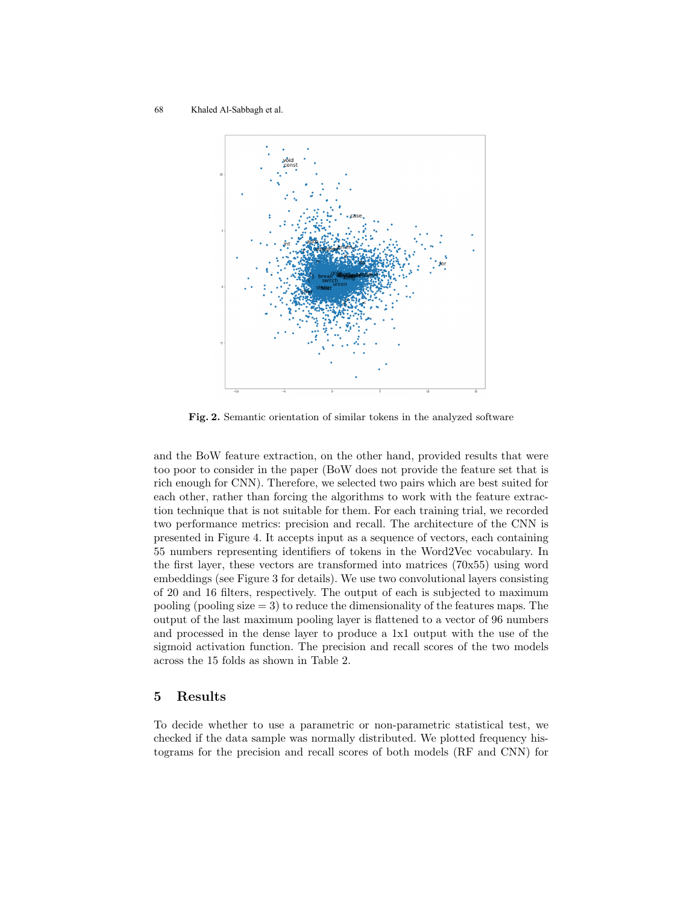**Fig. 2.** Semantic orientation of similar tokens in the analyzed software

and the BoW feature extraction, on the other hand, provided results that were too poor to consider in the paper (BoW does not provide the feature set that is rich enough for CNN). Therefore, we selected two pairs which are best suited for each other, rather than forcing the algorithms to work with the feature extraction technique that is not suitable for them. For each training trial, we recorded two performance metrics: precision and recall. The architecture of the CNN is presented in Figure 4. It accepts input as a sequence of vectors, each containing 55 numbers representing identifiers of tokens in the Word2Vec vocabulary. In the first layer, these vectors are transformed into matrices (70x55) using word embeddings (see Figure 3 for details). We use two convolutional layers consisting of 20 and 16 filters, respectively. The output of each is subjected to maximum pooling (pooling size = 3) to reduce the dimensionality of the features maps. The output of the last maximum pooling layer is flattened to a vector of 96 numbers and processed in the dense layer to produce a 1x1 output with the use of the sigmoid activation function. The precision and recall scores of the two models across the 15 folds as shown in Table 2.

## 5 Results

To decide whether to use a parametric or non-parametric statistical test, we checked if the data sample was normally distributed. We plotted frequency histograms for the precision and recall scores of both models (RF and CNN) for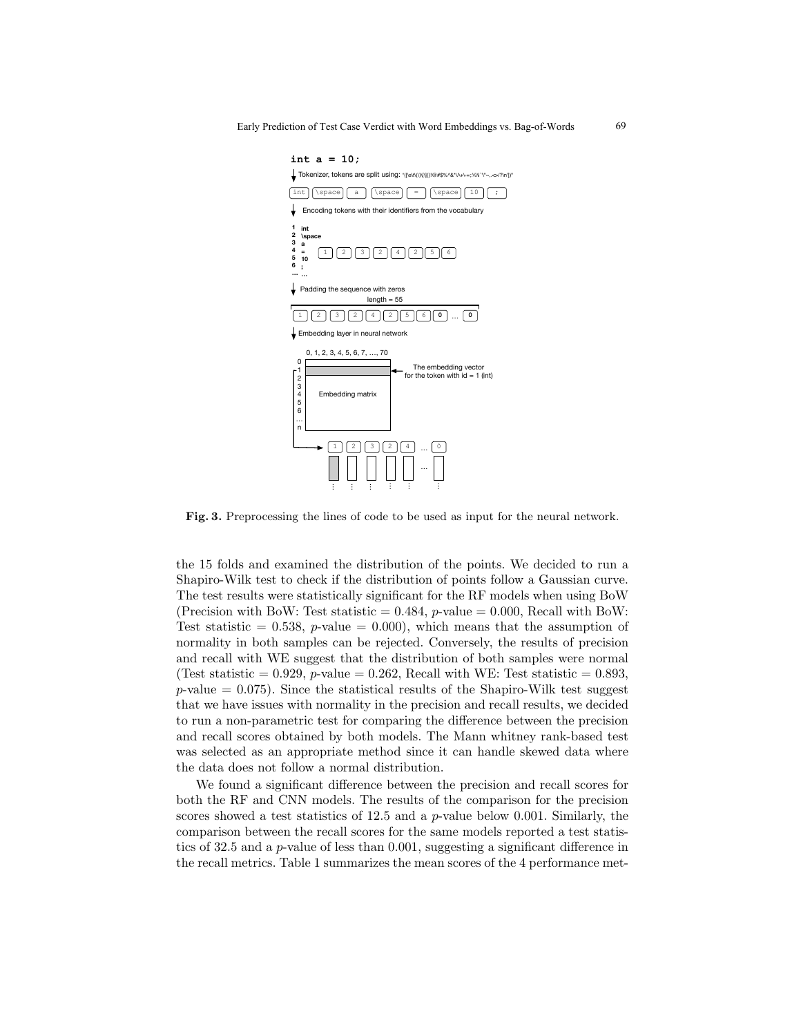**Fig. 3.** Preprocessing the lines of code to be used as input for the neural network.

the 15 folds and examined the distribution of the points. We decided to run a Shapiro-Wilk test to check if the distribution of points follow a Gaussian curve. The test results were statistically significant for the RF models when using BoW (Precision with BoW: Test statistic = 0.484, $p$-value = 0.000, Recall with BoW: Test statistic = 0.538, $p$-value = 0.000), which means that the assumption of normality in both samples can be rejected. Conversely, the results of precision and recall with WE suggest that the distribution of both samples were normal (Test statistic = 0.929, $p$-value = 0.262, Recall with WE: Test statistic = 0.893, $p$-value = 0.075). Since the statistical results of the Shapiro-Wilk test suggest that we have issues with normality in the precision and recall results, we decided to run a non-parametric test for comparing the difference between the precision and recall scores obtained by both models. The Mann whitney rank-based test was selected as an appropriate method since it can handle skewed data where the data does not follow a normal distribution.

We found a significant difference between the precision and recall scores for both the RF and CNN models. The results of the comparison for the precision scores showed a test statistics of 12.5 and a $p$-value below 0.001. Similarly, the comparison between the recall scores for the same models reported a test statistics of 32.5 and a $p$-value of less than 0.001, suggesting a significant difference in the recall metrics. Table 1 summarizes the mean scores of the 4 performance met-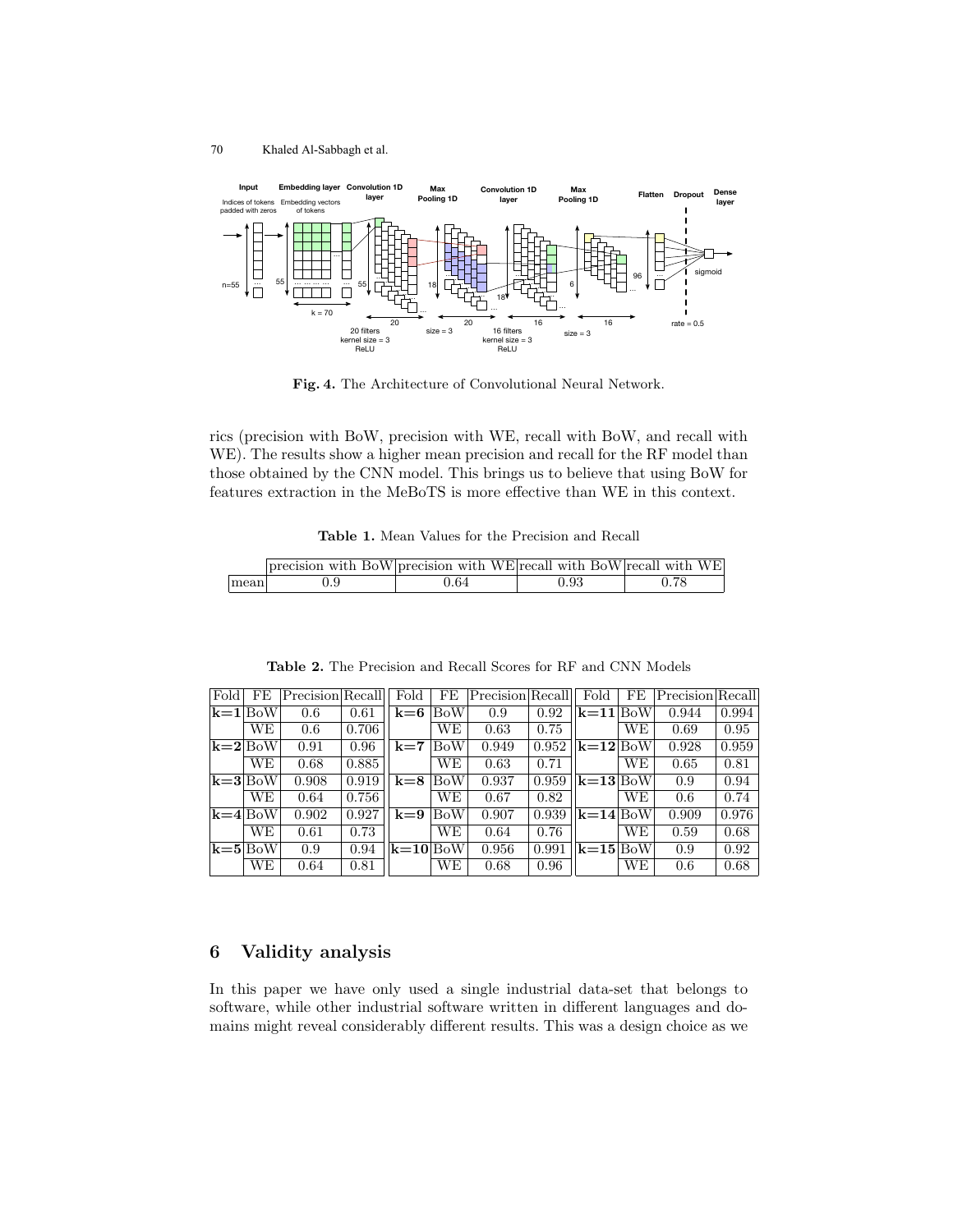**Fig. 4.** The Architecture of Convolutional Neural Network.

rics (precision with BoW, precision with WE, recall with BoW, and recall with WE). The results show a higher mean precision and recall for the RF model than those obtained by the CNN model. This brings us to believe that using BoW for features extraction in the MeBoTS is more effective than WE in this context.

**Table 1.** Mean Values for the Precision and Recall

| | precision with BoW | precision with WE | recall with BoW | recall with WE |
|---|---|---|---|---|
| mean | 0.9 | 0.64 | 0.93 | 0.78 |

**Table 2.** The Precision and Recall Scores for RF and CNN Models

| Fold | FE | Precision | Recall | Fold | FE | Precision | Recall | Fold | FE | Precision | Recall |
|---|---|---|---|---|---|---|---|---|---|---|---|
| **k=1** | BoW | 0.6 | 0.61 | **k=6** | BoW | 0.9 | 0.92 | **k=11** | BoW | 0.944 | 0.994 |
| | WE | 0.6 | 0.706 | | WE | 0.63 | 0.75 | | WE | 0.69 | 0.95 |
| **k=2** | BoW | 0.91 | 0.96 | **k=7** | BoW | 0.949 | 0.952 | **k=12** | BoW | 0.928 | 0.959 |
| | WE | 0.68 | 0.885 | | WE | 0.63 | 0.71 | | WE | 0.65 | 0.81 |
| **k=3** | BoW | 0.908 | 0.919 | **k=8** | BoW | 0.937 | 0.959 | **k=13** | BoW | 0.9 | 0.94 |
| | WE | 0.64 | 0.756 | | WE | 0.67 | 0.82 | | WE | 0.6 | 0.74 |
| **k=4** | BoW | 0.902 | 0.927 | **k=9** | BoW | 0.907 | 0.939 | **k=14** | BoW | 0.909 | 0.976 |
| | WE | 0.61 | 0.73 | | WE | 0.64 | 0.76 | | WE | 0.59 | 0.68 |
| **k=5** | BoW | 0.9 | 0.94 | **k=10** | BoW | 0.956 | 0.991 | **k=15** | BoW | 0.9 | 0.92 |
| | WE | 0.64 | 0.81 | | WE | 0.68 | 0.96 | | WE | 0.6 | 0.68 |

## 6 Validity analysis

In this paper we have only used a single industrial data-set that belongs to software, while other industrial software written in different languages and domains might reveal considerably different results. This was a design choice as we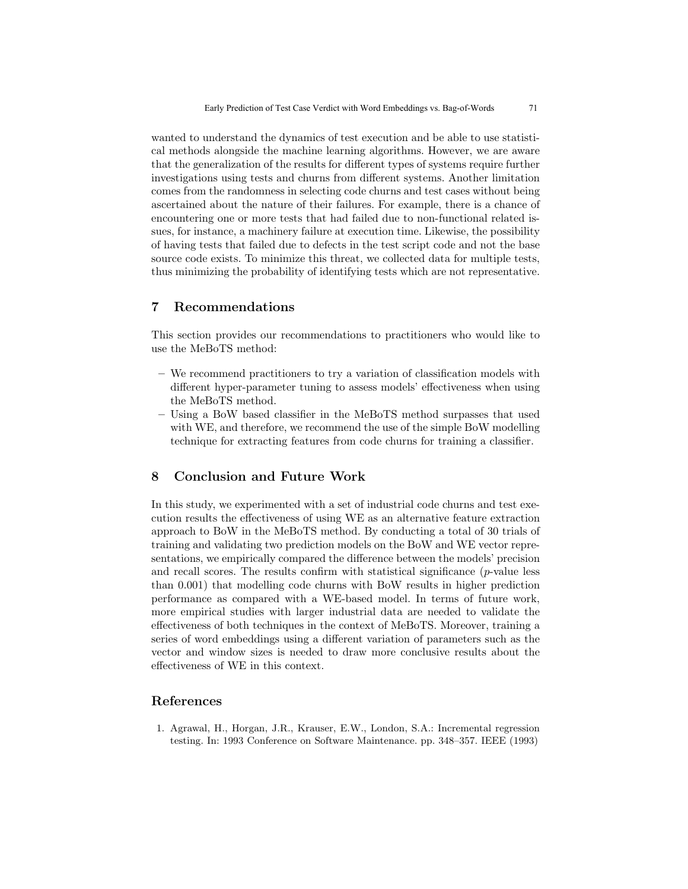wanted to understand the dynamics of test execution and be able to use statistical methods alongside the machine learning algorithms. However, we are aware that the generalization of the results for different types of systems require further investigations using tests and churns from different systems. Another limitation comes from the randomness in selecting code churns and test cases without being ascertained about the nature of their failures. For example, there is a chance of encountering one or more tests that had failed due to non-functional related issues, for instance, a machinery failure at execution time. Likewise, the possibility of having tests that failed due to defects in the test script code and not the base source code exists. To minimize this threat, we collected data for multiple tests, thus minimizing the probability of identifying tests which are not representative.

## 7 Recommendations

This section provides our recommendations to practitioners who would like to use the MeBoTS method:

- We recommend practitioners to try a variation of classification models with different hyper-parameter tuning to assess models' effectiveness when using the MeBoTS method.
- Using a BoW based classifier in the MeBoTS method surpasses that used with WE, and therefore, we recommend the use of the simple BoW modelling technique for extracting features from code churns for training a classifier.

## 8 Conclusion and Future Work

In this study, we experimented with a set of industrial code churns and test execution results the effectiveness of using WE as an alternative feature extraction approach to BoW in the MeBoTS method. By conducting a total of 30 trials of training and validating two prediction models on the BoW and WE vector representations, we empirically compared the difference between the models' precision and recall scores. The results confirm with statistical significance ($p$-value less than 0.001) that modelling code churns with BoW results in higher prediction performance as compared with a WE-based model. In terms of future work, more empirical studies with larger industrial data are needed to validate the effectiveness of both techniques in the context of MeBoTS. Moreover, training a series of word embeddings using a different variation of parameters such as the vector and window sizes is needed to draw more conclusive results about the effectiveness of WE in this context.

## References

1. Agrawal, H., Horgan, J.R., Krauser, E.W., London, S.A.: Incremental regression testing. In: 1993 Conference on Software Maintenance. pp. 348–357. IEEE (1993)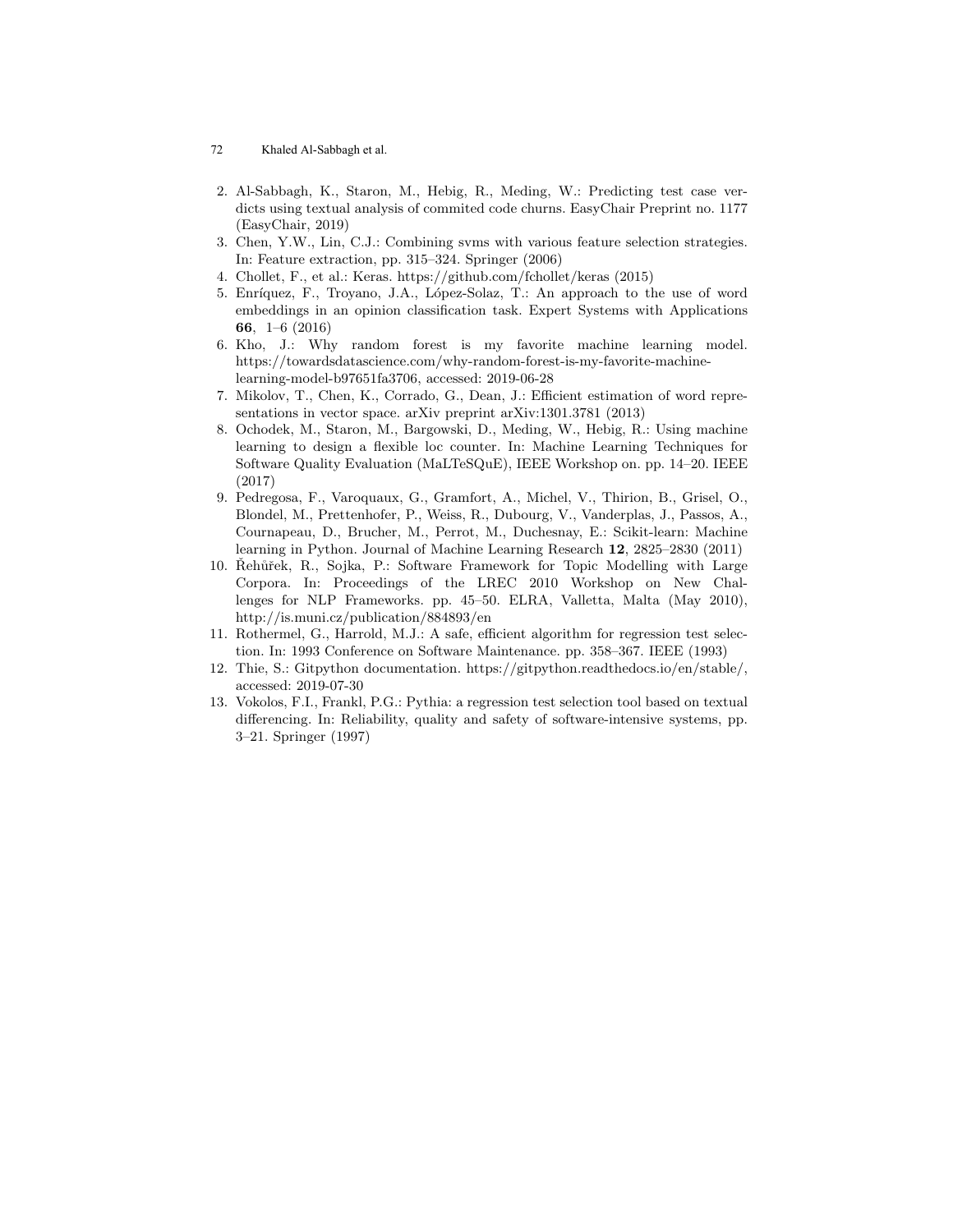2. Al-Sabbagh, K., Staron, M., Hebig, R., Meding, W.: Predicting test case verdicts using textual analysis of commited code churns. EasyChair Preprint no. 1177 (EasyChair, 2019)
3. Chen, Y.W., Lin, C.J.: Combining svms with various feature selection strategies. In: Feature extraction, pp. 315–324. Springer (2006)
4. Chollet, F., et al.: Keras. https://github.com/fchollet/keras (2015)
5. Enríquez, F., Troyano, J.A., López-Solaz, T.: An approach to the use of word embeddings in an opinion classification task. Expert Systems with Applications **66**, 1–6 (2016)
6. Kho, J.: Why random forest is my favorite machine learning model. https://towardsdatascience.com/why-random-forest-is-my-favorite-machine-learning-model-b97651fa3706, accessed: 2019-06-28
7. Mikolov, T., Chen, K., Corrado, G., Dean, J.: Efficient estimation of word representations in vector space. arXiv preprint arXiv:1301.3781 (2013)
8. Ochodek, M., Staron, M., Bargowski, D., Meding, W., Hebig, R.: Using machine learning to design a flexible loc counter. In: Machine Learning Techniques for Software Quality Evaluation (MaLTeSQuE), IEEE Workshop on. pp. 14–20. IEEE (2017)
9. Pedregosa, F., Varoquaux, G., Gramfort, A., Michel, V., Thirion, B., Grisel, O., Blondel, M., Prettenhofer, P., Weiss, R., Dubourg, V., Vanderplas, J., Passos, A., Cournapeau, D., Brucher, M., Perrot, M., Duchesnay, E.: Scikit-learn: Machine learning in Python. Journal of Machine Learning Research **12**, 2825–2830 (2011)
10. Řehůřek, R., Sojka, P.: Software Framework for Topic Modelling with Large Corpora. In: Proceedings of the LREC 2010 Workshop on New Challenges for NLP Frameworks. pp. 45–50. ELRA, Valletta, Malta (May 2010), http://is.muni.cz/publication/884893/en
11. Rothermel, G., Harrold, M.J.: A safe, efficient algorithm for regression test selection. In: 1993 Conference on Software Maintenance. pp. 358–367. IEEE (1993)
12. Thie, S.: Gitpython documentation. https://gitpython.readthedocs.io/en/stable/, accessed: 2019-07-30
13. Vokolos, F.I., Frankl, P.G.: Pythia: a regression test selection tool based on textual differencing. In: Reliability, quality and safety of software-intensive systems, pp. 3–21. Springer (1997)